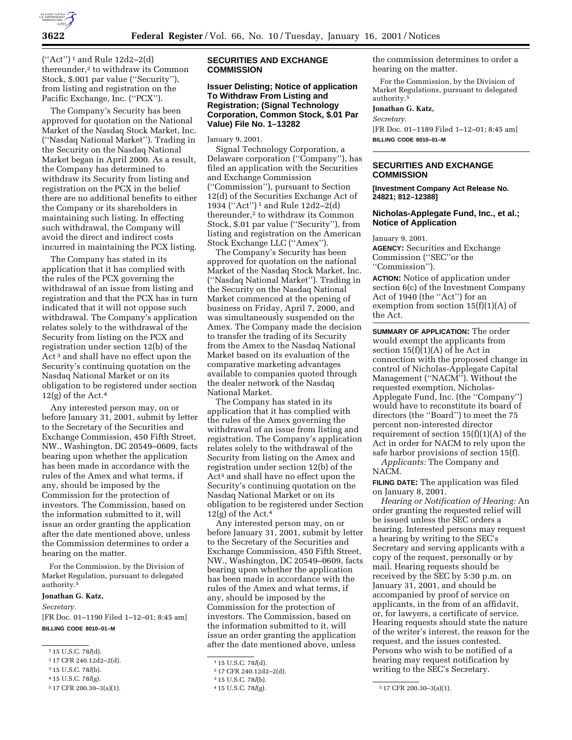("Act")[1] and Rule 12d2–2(d) thereunder,[2] to withdraw its Common Stock, $.001 par value ("Security"), from listing and registration on the Pacific Exchange, Inc. ("PCX").

The Company's Security has been approved for quotation on the National Market of the Nasdaq Stock Market, Inc. ("Nasdaq National Market"). Trading in the Security on the Nasdaq National Market began in April 2000. As a result, the Company has determined to withdraw its Security from listing and registration on the PCX in the belief there are no additional benefits to either the Company or its shareholders in maintaining such listing. In effecting such withdrawal, the Company will avoid the direct and indirect costs incurred in maintaining the PCX listing.

The Company has stated in its application that it has complied with the rules of the PCX governing the withdrawal of an issue from listing and registration and that the PCX has in turn indicated that it will not oppose such withdrawal. The Company's application relates solely to the withdrawal of the Security from listing on the PCX and registration under section 12(b) of the Act[3] and shall have no effect upon the Security's continuing quotation on the Nasdaq National Market or on its obligation to be registered under section 12(g) of the Act.[4]

Any interested person may, on or before January 31, 2001, submit by letter to the Secretary of the Securities and Exchange Commission, 450 Fifth Street, NW., Washington, DC 20549–0609, facts bearing upon whether the application has been made in accordance with the rules of the Amex and what terms, if any, should be imposed by the Commission for the protection of investors. The Commission, based on the information submitted to it, will issue an order granting the application after the date mentioned above, unless the Commission determines to order a hearing on the matter.

For the Commission, by the Division of Market Regulation, pursuant to delegated authority.[5]

**Jonathan G. Katz,**

*Secretary.*

[FR Doc. 01–1190 Filed 1–12–01; 8:45 am]

**BILLING CODE 8010–01–M**

[1] 15 U.S.C. 78*l*(d).

[2] 17 CFR 240.12d2–2(d).

[3] 15 U.S.C. 78*l*(b).

[4] 15 U.S.C. 78*l*(g).

[5] 17 CFR 200.30–3(a)(1).

## SECURITIES AND EXCHANGE COMMISSION

### Issuer Delisting; Notice of application To Withdraw From Listing and Registration; (Signal Technology Corporation, Common Stock, $.01 Par Value) File No. 1–13282

January 9, 2001.

Signal Technology Corporation, a Delaware corporation ("Company"), has filed an application with the Securities and Exchange Commission ("Commission"), pursuant to Section 12(d) of the Securities Exchange Act of 1934 ("Act")[1] and Rule 12d2–2(d) thereunder,[2] to withdraw its Common Stock, $.01 par value ("Security"), from listing and registration on the American Stock Exchange LLC ("Amex").

The Company's Security has been approved for quotation on the national Market of the Nasdaq Stock Market, Inc. ("Nasdaq National Market"). Trading in the Security on the Nasdaq National Market commenced at the opening of business on Friday, April 7, 2000, and was simultaneously suspended on the Amex. The Company made the decision to transfer the trading of its Security from the Amex to the Nasdaq National Market based on its evaluation of the comparative marketing advantages available to companies quoted through the dealer network of the Nasdaq National Market.

The Company has stated in its application that it has complied with the rules of the Amex governing the withdrawal of an issue from listing and registration. The Company's application relates solely to the withdrawal of the Security from listing on the Amex and registration under section 12(b) of the Act[3] and shall have no effect upon the Security's continuing quotation on the Nasdaq National Market or on its obligation to be registered under Section 12(g) of the Act.[4]

Any interested person may, on or before January 31, 2001, submit by letter to the Secretary of the Securities and Exchange Commission, 450 Fifth Street, NW., Washington, DC 20549–0609, facts bearing upon whether the application has been made in accordance with the rules of the Amex and what terms, if any, should be imposed by the Commission for the protection of investors. The Commission, based on the information submitted to it, will issue an order granting the application after the date mentioned above, unless the commission determines to order a hearing on the matter.

For the Commission, by the Division of Market Regulations, pursuant to delegated authority.[5]

**Jonathan G. Katz,**

*Secretary.*

[FR Doc. 01–1189 Filed 1–12–01; 8:45 am]

**BILLING CODE 8010–01–M**

[1] 15 U.S.C. 78*l*(d).

[2] 17 CFR 240.12d2–2(d).

[3] 15 U.S.C. 78*l*(b).

[4] 15 U.S.C. 78*l*(g).

[5] 17 CFR 200.30–3(a)(1).

## SECURITIES AND EXCHANGE COMMISSION

**[Investment Company Act Release No. 24821; 812–12388]**

### Nicholas-Applegate Fund, Inc., et al.; Notice of Application

January 9, 2001.

**AGENCY:** Securities and Exchange Commission ("SEC"or the "Commission").

**ACTION:** Notice of application under section 6(c) of the Investment Company Act of 1940 (the "Act") for an exemption from section 15(f)(1)(A) of the Act.

**SUMMARY OF APPLICATION:** The order would exempt the applicants from section 15(f)(1)(A) of he Act in connection with the proposed change in control of Nicholas-Applegate Capital Management ("NACM"). Without the requested exemption, Nicholas-Applegate Fund, Inc. (the "Company") would have to reconstitute its board of directors (the "Board") to meet the 75 percent non-interested director requirement of section 15(f)(1)(A) of the Act in order for NACM to rely upon the safe harbor provisions of section 15(f).

*Applicants:* The Company and NACM.

**FILING DATE:** The application was filed on January 8, 2001.

*Hearing or Notification of Hearing:* An order granting the requested relief will be issued unless the SEC orders a hearing. Interested persons may request a hearing by writing to the SEC's Secretary and serving applicants with a copy of the request, personally or by mail. Hearing requests should be received by the SEC by 5:30 p.m. on January 31, 2001, and should be accompanied by proof of service on applicants, in the from of an affidavit, or, for lawyers, a certificate of service. Hearing requests should state the nature of the writer's interest, the reason for the request, and the issues contested. Persons who wish to be notified of a hearing may request notification by writing to the SEC's Secretary.

[5] 17 CFR 200.30–3(a)(1).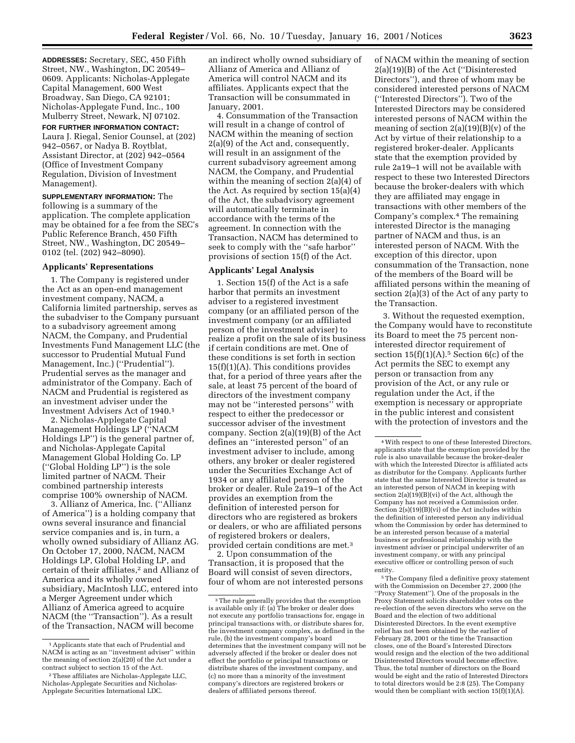**ADDRESSES:** Secretary, SEC, 450 Fifth Street, NW., Washington, DC 20549–0609. Applicants: Nicholas-Applegate Capital Management, 600 West Broadway, San Diego, CA 92101; Nicholas-Applegate Fund, Inc., 100 Mulberry Street, Newark, NJ 07102.

**FOR FURTHER INFORMATION CONTACT:** Laura J. Riegal, Senior Counsel, at (202) 942–0567, or Nadya B. Roytblat, Assistant Director, at (202) 942–0564 (Office of Investment Company Regulation, Division of Investment Management).

**SUPPLEMENTARY INFORMATION:** The following is a summary of the application. The complete application may be obtained for a fee from the SEC's Public Reference Branch, 450 Fifth Street, NW., Washington, DC 20549–0102 (tel. (202) 942–8090).

## Applicants' Representations

1. The Company is registered under the Act as an open-end management investment company, NACM, a California limited partnership, serves as the subadviser to the Company pursuant to a subadvisory agreement among NACM, the Company, and Prudential Investments Fund Management LLC (the successor to Prudential Mutual Fund Management, Inc.) (''Prudential''). Prudential serves as the manager and administrator of the Company. Each of NACM and Prudential is registered as an investment adviser under the Investment Advisers Act of 1940.[1]

2. Nicholas-Applegate Capital Management Holdings LP (''NACM Holdings LP'') is the general partner of, and Nicholas-Applegate Capital Management Global Holding Co. LP (''Global Holding LP'') is the sole limited partner of NACM. Their combined partnership interests comprise 100% ownership of NACM.

3. Allianz of America, Inc. (''Allianz of America'') is a holding company that owns several insurance and financial service companies and is, in turn, a wholly owned subsidiary of Allianz AG. On October 17, 2000, NACM, NACM Holdings LP, Global Holding LP, and certain of their affiliates,[2] and Allianz of America and its wholly owned subsidiary, MacIntosh LLC, entered into a Merger Agreement under which Allianz of America agreed to acquire NACM (the ''Transaction''). As a result of the Transaction, NACM will become an indirect wholly owned subsidiary of Allianz of America and Allianz of America will control NACM and its affiliates. Applicants expect that the Transaction will be consummated in January, 2001.

4. Consummation of the Transaction will result in a change of control of NACM within the meaning of section 2(a)(9) of the Act and, consequently, will result in an assignment of the current subadvisory agreement among NACM, the Company, and Prudential within the meaning of section 2(a)(4) of the Act. As required by section 15(a)(4) of the Act, the subadvisory agreement will automatically terminate in accordance with the terms of the agreement. In connection with the Transaction, NACM has determined to seek to comply with the ''safe harbor'' provisions of section 15(f) of the Act.

## Applicants' Legal Analysis

1. Section 15(f) of the Act is a safe harbor that permits an investment adviser to a registered investment company (or an affiliated person of the investment company (or an affiliated person of the investment adviser) to realize a profit on the sale of its business if certain conditions are met. One of these conditions is set forth in section 15(f)(1)(A). This conditions provides that, for a period of three years after the sale, at least 75 percent of the board of directors of the investment company may not be ''interested persons'' with respect to either the predecessor or successor adviser of the investment company. Section 2(a)(19)(B) of the Act defines an ''interested person'' of an investment adviser to include, among others, any broker or dealer registered under the Securities Exchange Act of 1934 or any affiliated person of the broker or dealer. Rule 2a19–1 of the Act provides an exemption from the definition of interested person for directors who are registered as brokers or dealers, or who are affiliated persons of registered brokers or dealers, provided certain conditions are met.[3]

2. Upon consummation of the Transaction, it is proposed that the Board will consist of seven directors, four of whom are not interested persons of NACM within the meaning of section 2(a)(19)(B) of the Act (''Disinterested Directors''), and three of whom may be considered interested persons of NACM (''Interested Directors''). Two of the Interested Directors may be considered interested persons of NACM within the meaning of section 2(a)(19)(B)(v) of the Act by virtue of their relationship to a registered broker-dealer. Applicants state that the exemption provided by rule 2a19–1 will not be available with respect to these two Interested Directors because the broker-dealers with which they are affiliated may engage in transactions with other members of the Company's complex.[4] The remaining interested Director is the managing partner of NACM and thus, is an interested person of NACM. With the exception of this director, upon consummation of the Transaction, none of the members of the Board will be affiliated persons within the meaning of section 2(a)(3) of the Act of any party to the Transaction.

3. Without the requested exemption, the Company would have to reconstitute its Board to meet the 75 percent non-interested director requirement of section 15(f)(1)(A).[5] Section 6(c) of the Act permits the SEC to exempt any person or transaction from any provision of the Act, or any rule or regulation under the Act, if the exemption is necessary or appropriate in the public interest and consistent with the protection of investors and the

---

[1] Applicants state that each of Prudential and NACM is acting as an ''investment adviser'' within the meaning of section 2(a)(20) of the Act under a contract subject to section 15 of the Act.

[2] These affiliates are Nicholas-Applegate LLC, Nicholas-Applegate Securities and Nicholas-Applegate Securities International LDC.

[3] The rule generally provides that the exemption is available only if: (a) The broker or dealer does not execute any portfolio transactions for, engage in principal transactions with, or distribute shares for, the investment company complex, as defined in the rule, (b) the investment company's board determines that the investment company will not be adversely affected if the broker or dealer does not effect the portfolio or principal transactions or distribute shares of the investment company, and (c) no more than a minority of the investment company's directors are registered brokers or dealers of affiliated persons thereof.

[4] With respect to one of these Interested Directors, applicants state that the exemption provided by the rule is also unavailable because the broker-dealer with which the Interested Director is affiliated acts as distributor for the Company. Applicants further state that the same Interested Director is treated as an interested person of NACM in keeping with section 2(a)(19)(B)(vi) of the Act, although the Company has not received a Commission order. Section 2(s)(19)(B)(vi) of the Act includes within the definition of interested person any individual whom the Commission by order has determined to be an interested person because of a material business or professional relationship with the investment adviser or principal underwriter of an investment company, or with any principal executive officer or controlling person of such entity.

[5] The Company filed a definitive proxy statement with the Commission on December 27, 2000 (the ''Proxy Statement''). One of the proposals in the Proxy Statement solicits shareholder votes on the re-election of the seven directors who serve on the Board and the election of two additional Disinterested Directors. In the event exemptive relief has not been obtained by the earlier of February 28, 2001 or the time the Transaction closes, one of the Board's Interested Directors would resign and the election of the two additional Disinterested Directors would become effective. Thus, the total number of directors on the Board would be eight and the ratio of Interested Directors to total directors would be 2:8 (25). The Company would then be compliant with section 15(f)(1)(A).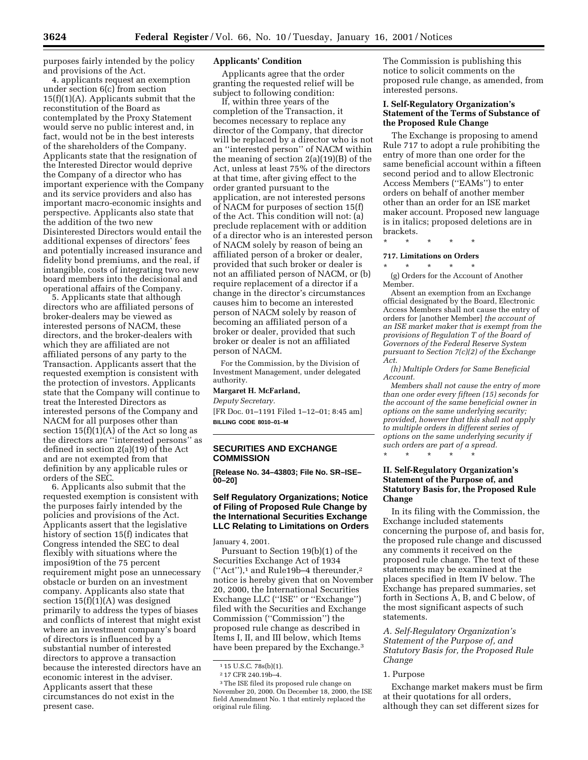purposes fairly intended by the policy and provisions of the Act.

4. applicants request an exemption under section 6(c) from section 15(f)(1)(A). Applicants submit that the reconstitution of the Board as contemplated by the Proxy Statement would serve no public interest and, in fact, would not be in the best interests of the shareholders of the Company. Applicants state that the resignation of the Interested Director would deprive the Company of a director who has important experience with the Company and its service providers and also has important macro-economic insights and perspective. Applicants also state that the addition of the two new Disinterested Directors would entail the additional expenses of directors' fees and potentially increased insurance and fidelity bond premiums, and the real, if intangible, costs of integrating two new board members into the decisional and operational affairs of the Company.

5. Applicants state that although directors who are affiliated persons of broker-dealers may be viewed as interested persons of NACM, these directors, and the broker-dealers with which they are affiliated are not affiliated persons of any party to the Transaction. Applicants assert that the requested exemption is consistent with the protection of investors. Applicants state that the Company will continue to treat the Interested Directors as interested persons of the Company and NACM for all purposes other than section 15(f)(1)(A) of the Act so long as the directors are ''interested persons'' as defined in section 2(a)(19) of the Act and are not exempted from that definition by any applicable rules or orders of the SEC.

6. Applicants also submit that the requested exemption is consistent with the purposes fairly intended by the policies and provisions of the Act. Applicants assert that the legislative history of section 15(f) indicates that Congress intended the SEC to deal flexibly with situations where the imposi9tion of the 75 percent requirement might pose an unnecessary obstacle or burden on an investment company. Applicants also state that section 15(f)(1)(A) was designed primarily to address the types of biases and conflicts of interest that might exist where an investment company's board of directors is influenced by a substantial number of interested directors to approve a transaction because the interested directors have an economic interest in the adviser. Applicants assert that these circumstances do not exist in the present case.

**Applicants' Condition**

Applicants agree that the order granting the requested relief will be subject to following condition:

If, within three years of the completion of the Transaction, it becomes necessary to replace any director of the Company, that director will be replaced by a director who is not an ''interested person'' of NACM within the meaning of section 2(a)(19)(B) of the Act, unless at least 75% of the directors at that time, after giving effect to the order granted pursuant to the application, are not interested persons of NACM for purposes of section 15(f) of the Act. This condition will not: (a) preclude replacement with or addition of a director who is an interested person of NACM solely by reason of being an affiliated person of a broker or dealer, provided that such broker or dealer is not an affiliated person of NACM, or (b) require replacement of a director if a change in the director's circumstances causes him to become an interested person of NACM solely by reason of becoming an affiliated person of a broker or dealer, provided that such broker or dealer is not an affiliated person of NACM.

For the Commission, by the Division of Investment Management, under delegated authority.

**Margaret H. McFarland,**

*Deputy Secretary.*

[FR Doc. 01–1191 Filed 1–12–01; 8:45 am]

**BILLING CODE 8010–01–M**

## SECURITIES AND EXCHANGE COMMISSION

**[Release No. 34–43803; File No. SR–ISE–00–20]**

### Self Regulatory Organizations; Notice of Filing of Proposed Rule Change by the International Securities Exchange LLC Relating to Limitations on Orders

January 4, 2001.

Pursuant to Section 19(b)(1) of the Securities Exchange Act of 1934 (''Act''),[1] and Rule19b–4 thereunder,[2] notice is hereby given that on November 20, 2000, the International Securities Exchange LLC (''ISE'' or ''Exchange'') filed with the Securities and Exchange Commission (''Commission'') the proposed rule change as described in Items I, II, and III below, which Items have been prepared by the Exchange.[3] The Commission is publishing this notice to solicit comments on the proposed rule change, as amended, from interested persons.

[1] 15 U.S.C. 78s(b)(1).

[2] 17 CFR 240.19b–4.

[3] The ISE filed its proposed rule change on November 20, 2000. On December 18, 2000, the ISE field Amendment No. 1 that entirely replaced the original rule filing.

### I. Self-Regulatory Organization's Statement of the Terms of Substance of the Proposed Rule Change

The Exchange is proposing to amend Rule 717 to adopt a rule prohibiting the entry of more than one order for the same beneficial account within a fifteen second period and to allow Electronic Access Members (''EAMs'') to enter orders on behalf of another member other than an order for an ISE market maker account. Proposed new language is in italics; proposed deletions are in brackets.

\* \* \* \* \*

**717. Limitations on Orders**

\* \* \* \* \*

(g) Orders for the Account of Another Member.

Absent an exemption from an Exchange official designated by the Board, Electronic Access Members shall not cause the entry of orders for [another Member] *the account of an ISE market maker that is exempt from the provisions of Regulation T of the Board of Governors of the Federal Reserve System pursuant to Section 7(c)(2) of the Exchange Act.*

*(h) Multiple Orders for Same Beneficial Account.*

*Members shall not cause the entry of more than one order every fifteen (15) seconds for the account of the same beneficial owner in options on the same underlying security; provided, however that this shall not apply to multiple orders in different series of options on the same underlying security if such orders are part of a spread.*

\* \* \* \* \*

### II. Self-Regulatory Organization's Statement of the Purpose of, and Statutory Basis for, the Proposed Rule Change

In its filing with the Commission, the Exchange included statements concerning the purpose of, and basis for, the proposed rule change and discussed any comments it received on the proposed rule change. The text of these statements may be examined at the places specified in Item IV below. The Exchange has prepared summaries, set forth in Sections A, B, and C below, of the most significant aspects of such statements.

*A. Self-Regulatory Organization's Statement of the Purpose of, and Statutory Basis for, the Proposed Rule Change*

1. Purpose

Exchange market makers must be firm at their quotations for all orders, although they can set different sizes for